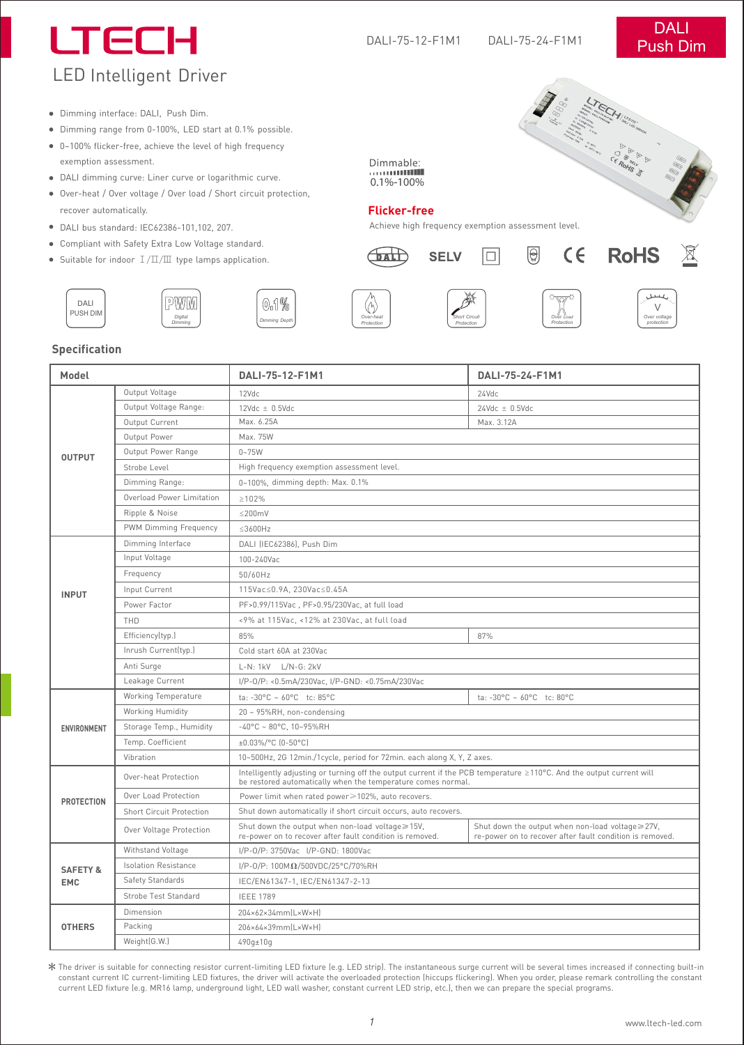# LTECH

## LED Intelligent Driver

DALI-75-12-F1M1 DALI-75-24-F1M1

**DALI Push Dim**

- Dimming interface: DALI, Push Dim.
- Dimming range from 0-100%, LED start at 0.1% possible.
- 0~100% flicker-free, achieve the level of high frequency exemption assessment.
- DALI dimming curve: Liner curve or logarithmic curve.
- Over-heat / Over voltage / Over load / Short circuit protection, recover automatically.
- DALI bus standard: IEC62386-101,102, 207.
- Compliant with Safety Extra Low Voltage standard.
- Suitable for indoor Ⅰ/Ⅱ/Ⅲ type lamps application.

Dimmable:
0.1%-100%

**Flicker-free**

Achieve high frequency exemption assessment level.

DALI SELV CE RoHS

DALI PUSH DIM | PWM Digital Dimming | 0.1% Dimming Depth | Over-heat Protection | Short Circuit Protection | Over Load Protection | Over voltage protection

## Specification

| Model | | DALI-75-12-F1M1 | DALI-75-24-F1M1 |
|---|---|---|---|
| OUTPUT | Output Voltage | 12Vdc | 24Vdc |
| | Output Voltage Range: | 12Vdc ± 0.5Vdc | 24Vdc ± 0.5Vdc |
| | Output Current | Max. 6.25A | Max. 3.12A |
| | Output Power | Max. 75W | |
| | Output Power Range | 0~75W | |
| | Strobe Level | High frequency exemption assessment level. | |
| | Dimming Range: | 0~100%, dimming depth: Max. 0.1% | |
| | Overload Power Limitation | ≥102% | |
| | Ripple & Noise | ≤200mV | |
| | PWM Dimming Frequency | ≤3600Hz | |
| INPUT | Dimming Interface | DALI (IEC62386), Push Dim | |
| | Input Voltage | 100-240Vac | |
| | Frequency | 50/60Hz | |
| | Input Current | 115Vac≤0.9A, 230Vac≤0.45A | |
| | Power Factor | PF>0.99/115Vac , PF>0.95/230Vac, at full load | |
| | THD | <9% at 115Vac, <12% at 230Vac, at full load | |
| | Efficiency(typ.) | 85% | 87% |
| | Inrush Current(typ.) | Cold start 60A at 230Vac | |
| | Anti Surge | L-N: 1kV L/N-G: 2kV | |
| | Leakage Current | I/P-O/P: <0.5mA/230Vac, I/P-GND: <0.75mA/230Vac | |
| ENVIRONMENT | Working Temperature | ta: -30°C ~ 60°C tc: 85°C | ta: -30°C ~ 60°C tc: 80°C |
| | Working Humidity | 20 ~ 95%RH, non-condensing | |
| | Storage Temp., Humidity | -40°C ~ 80°C, 10~95%RH | |
| | Temp. Coefficient | ±0.03%/°C (0-50°C) | |
| | Vibration | 10~500Hz, 2G 12min./1cycle, period for 72min. each along X, Y, Z axes. | |
| PROTECTION | Over-heat Protection | Intelligently adjusting or turning off the output current if the PCB temperature ≥110°C. And the output current will be restored automatically when the temperature comes normal. | |
| | Over Load Protection | Power limit when rated power≥102%, auto recovers. | |
| | Short Circuit Protection | Shut down automatically if short circuit occurs, auto recovers. | |
| | Over Voltage Protection | Shut down the output when non-load voltage≥15V, re-power on to recover after fault condition is removed. | Shut down the output when non-load voltage≥27V, re-power on to recover after fault condition is removed. |
| SAFETY & EMC | Withstand Voltage | I/P-O/P: 3750Vac I/P-GND: 1800Vac | |
| | Isolation Resistance | I/P-O/P: 100MΩ/500VDC/25°C/70%RH | |
| | Safety Standards | IEC/EN61347-1, IEC/EN61347-2-13 | |
| | Strobe Test Standard | IEEE 1789 | |
| OTHERS | Dimension | 204×62×34mm(L×W×H) | |
| | Packing | 206×64×39mm(L×W×H) | |
| | Weight(G.W.) | 490g±10g | |

* The driver is suitable for connecting resistor current-limiting LED fixture (e.g. LED strip). The instantaneous surge current will be several times increased if connecting built-in constant current IC current-limiting LED fixtures, the driver will activate the overloaded protection (hiccups flickering). When you order, please remark controlling the constant current LED fixture (e.g. MR16 lamp, underground light, LED wall washer, constant current LED strip, etc.), then we can prepare the special programs.

www.ltech-led.com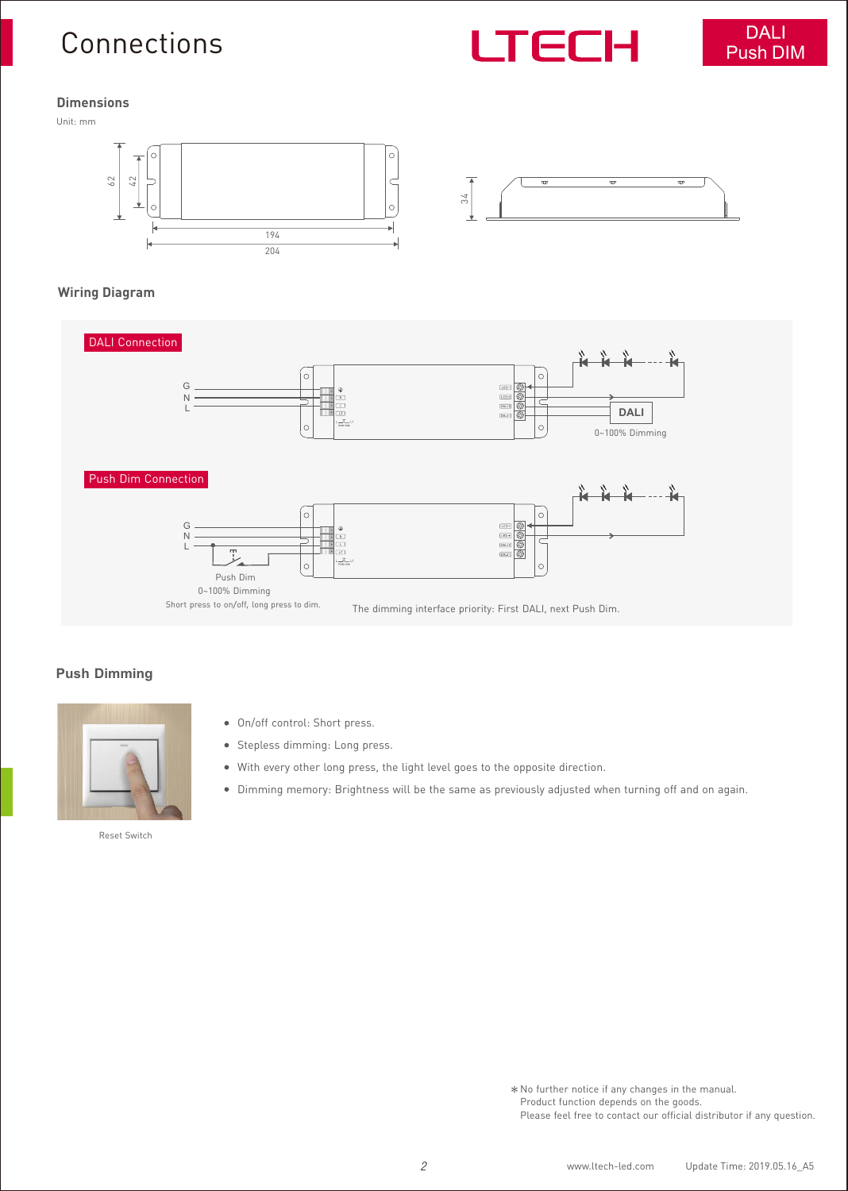# Connections

DALI Push DIM

## Dimensions

Unit: mm

62
42
194
204
34

## Wiring Diagram

DALI Connection

G
N
L

DALI

0~100% Dimming

Push Dim Connection

G
N
L

Push Dim

0~100% Dimming

Short press to on/off, long press to dim.

The dimming interface priority: First DALI, next Push Dim.

## Push Dimming

- On/off control: Short press.
- Stepless dimming: Long press.
- With every other long press, the light level goes to the opposite direction.
- Dimming memory: Brightness will be the same as previously adjusted when turning off and on again.

Reset Switch

*No further notice if any changes in the manual.
Product function depends on the goods.
Please feel free to contact our official distributor if any question.

www.ltech-led.com Update Time: 2019.05.16_A5